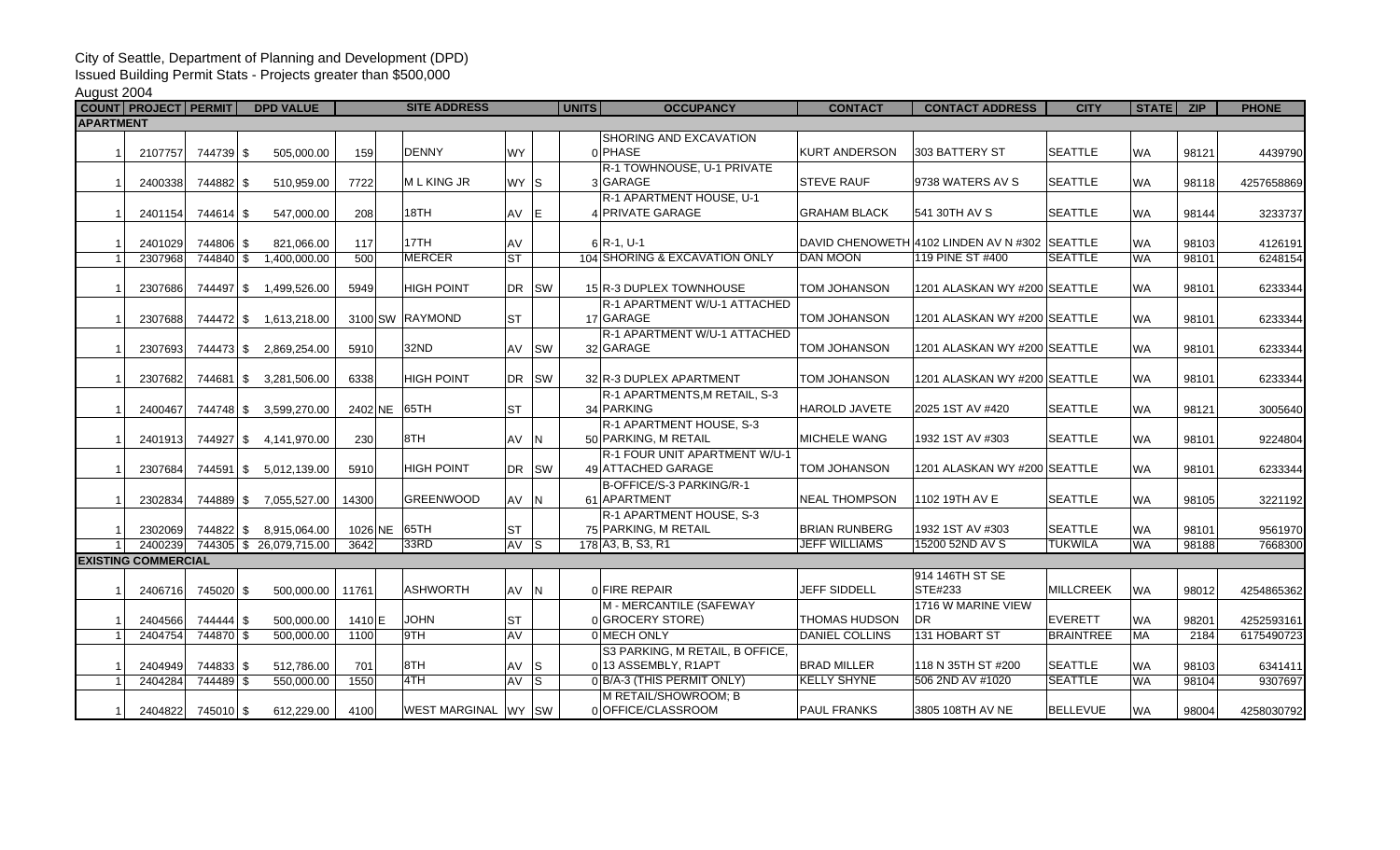City of Seattle, Department of Planning and Development (DPD)

Issued Building Permit Stats - Projects greater than $500,000

August 2004

| COUNT | PROJECT | PERMIT | DPD VALUE | SITE ADDRESS | | | | | UNITS | OCCUPANCY | CONTACT | CONTACT ADDRESS | CITY | STATE | ZIP | PHONE |
|---|---|---|---|---|---|---|---|---|---|---|---|---|---|---|---|---|
| **APARTMENT** | | | | | | | | | | | | | | | | |
| 1 | 2107757 | 744739 | $ 505,000.00 | 159 | | DENNY | WY | | 0 | SHORING AND EXCAVATION PHASE | KURT ANDERSON | 303 BATTERY ST | SEATTLE | WA | 98121 | 4439790 |
| 1 | 2400338 | 744882 | $ 510,959.00 | 7722 | | M L KING JR | WY | S | 3 | R-1 TOWNHOUSE, U-1 PRIVATE GARAGE | STEVE RAUF | 9738 WATERS AV S | SEATTLE | WA | 98118 | 4257658869 |
| 1 | 2401154 | 744614 | $ 547,000.00 | 208 | | 18TH | AV | E | 4 | R-1 APARTMENT HOUSE, U-1 PRIVATE GARAGE | GRAHAM BLACK | 541 30TH AV S | SEATTLE | WA | 98144 | 3233737 |
| 1 | 2401029 | 744806 | $ 821,066.00 | 117 | | 17TH | AV | | 6 | R-1, U-1 | DAVID CHENOWETH | 4102 LINDEN AV N #302 | SEATTLE | WA | 98103 | 4126191 |
| 1 | 2307968 | 744840 | $ 1,400,000.00 | 500 | | MERCER | ST | | 104 | SHORING & EXCAVATION ONLY | DAN MOON | 119 PINE ST #400 | SEATTLE | WA | 98101 | 6248154 |
| 1 | 2307686 | 744497 | $ 1,499,526.00 | 5949 | | HIGH POINT | DR | SW | 15 | R-3 DUPLEX TOWNHOUSE | TOM JOHANSON | 1201 ALASKAN WY #200 | SEATTLE | WA | 98101 | 6233344 |
| 1 | 2307688 | 744472 | $ 1,613,218.00 | 3100 | SW | RAYMOND | ST | | 17 | R-1 APARTMENT W/U-1 ATTACHED GARAGE | TOM JOHANSON | 1201 ALASKAN WY #200 | SEATTLE | WA | 98101 | 6233344 |
| 1 | 2307693 | 744473 | $ 2,869,254.00 | 5910 | | 32ND | AV | SW | 32 | R-1 APARTMENT W/U-1 ATTACHED GARAGE | TOM JOHANSON | 1201 ALASKAN WY #200 | SEATTLE | WA | 98101 | 6233344 |
| 1 | 2307682 | 744681 | $ 3,281,506.00 | 6338 | | HIGH POINT | DR | SW | 32 | R-3 DUPLEX APARTMENT | TOM JOHANSON | 1201 ALASKAN WY #200 | SEATTLE | WA | 98101 | 6233344 |
| 1 | 2400467 | 744748 | $ 3,599,270.00 | 2402 | NE | 65TH | ST | | 34 | R-1 APARTMENTS,M RETAIL, S-3 PARKING | HAROLD JAVETE | 2025 1ST AV #420 | SEATTLE | WA | 98121 | 3005640 |
| 1 | 2401913 | 744927 | $ 4,141,970.00 | 230 | | 8TH | AV | N | 50 | R-1 APARTMENT HOUSE, S-3 PARKING, M RETAIL | MICHELE WANG | 1932 1ST AV #303 | SEATTLE | WA | 98101 | 9224804 |
| 1 | 2307684 | 744591 | $ 5,012,139.00 | 5910 | | HIGH POINT | DR | SW | 49 | R-1 FOUR UNIT APARTMENT W/U-1 ATTACHED GARAGE | TOM JOHANSON | 1201 ALASKAN WY #200 | SEATTLE | WA | 98101 | 6233344 |
| 1 | 2302834 | 744889 | $ 7,055,527.00 | 14300 | | GREENWOOD | AV | N | 61 | B-OFFICE/S-3 PARKING/R-1 APARTMENT | NEAL THOMPSON | 1102 19TH AV E | SEATTLE | WA | 98105 | 3221192 |
| 1 | 2302069 | 744822 | $ 8,915,064.00 | 1026 | NE | 65TH | ST | | 75 | R-1 APARTMENT HOUSE, S-3 PARKING, M RETAIL | BRIAN RUNBERG | 1932 1ST AV #303 | SEATTLE | WA | 98101 | 9561970 |
| 1 | 2400239 | 744305 | $ 26,079,715.00 | 3642 | | 33RD | AV | S | 178 | A3, B, S3, R1 | JEFF WILLIAMS | 15200 52ND AV S | TUKWILA | WA | 98188 | 7668300 |
| **EXISTING COMMERCIAL** | | | | | | | | | | | | | | | | |
| 1 | 2406716 | 745020 | $ 500,000.00 | 11761 | | ASHWORTH | AV | N | 0 | FIRE REPAIR | JEFF SIDDELL | 914 146TH ST SE STE#233 | MILLCREEK | WA | 98012 | 4254865362 |
| 1 | 2404566 | 744444 | $ 500,000.00 | 1410 | E | JOHN | ST | | 0 | M - MERCANTILE (SAFEWAY GROCERY STORE) | THOMAS HUDSON | 1716 W MARINE VIEW DR | EVERETT | WA | 98201 | 4252593161 |
| 1 | 2404754 | 744870 | $ 500,000.00 | 1100 | | 9TH | AV | | 0 | MECH ONLY | DANIEL COLLINS | 131 HOBART ST | BRAINTREE | MA | 2184 | 6175490723 |
| 1 | 2404949 | 744833 | $ 512,786.00 | 701 | | 8TH | AV | S | 0 | S3 PARKING, M RETAIL, B OFFICE, 13 ASSEMBLY, R1APT | BRAD MILLER | 118 N 35TH ST #200 | SEATTLE | WA | 98103 | 6341411 |
| 1 | 2404284 | 744489 | $ 550,000.00 | 1550 | | 4TH | AV | S | 0 | B/A-3 (THIS PERMIT ONLY) | KELLY SHYNE | 506 2ND AV #1020 | SEATTLE | WA | 98104 | 9307697 |
| 1 | 2404822 | 745010 | $ 612,229.00 | 4100 | | WEST MARGINAL | WY | SW | 0 | M RETAIL/SHOWROOM; B OFFICE/CLASSROOM | PAUL FRANKS | 3805 108TH AV NE | BELLEVUE | WA | 98004 | 4258030792 |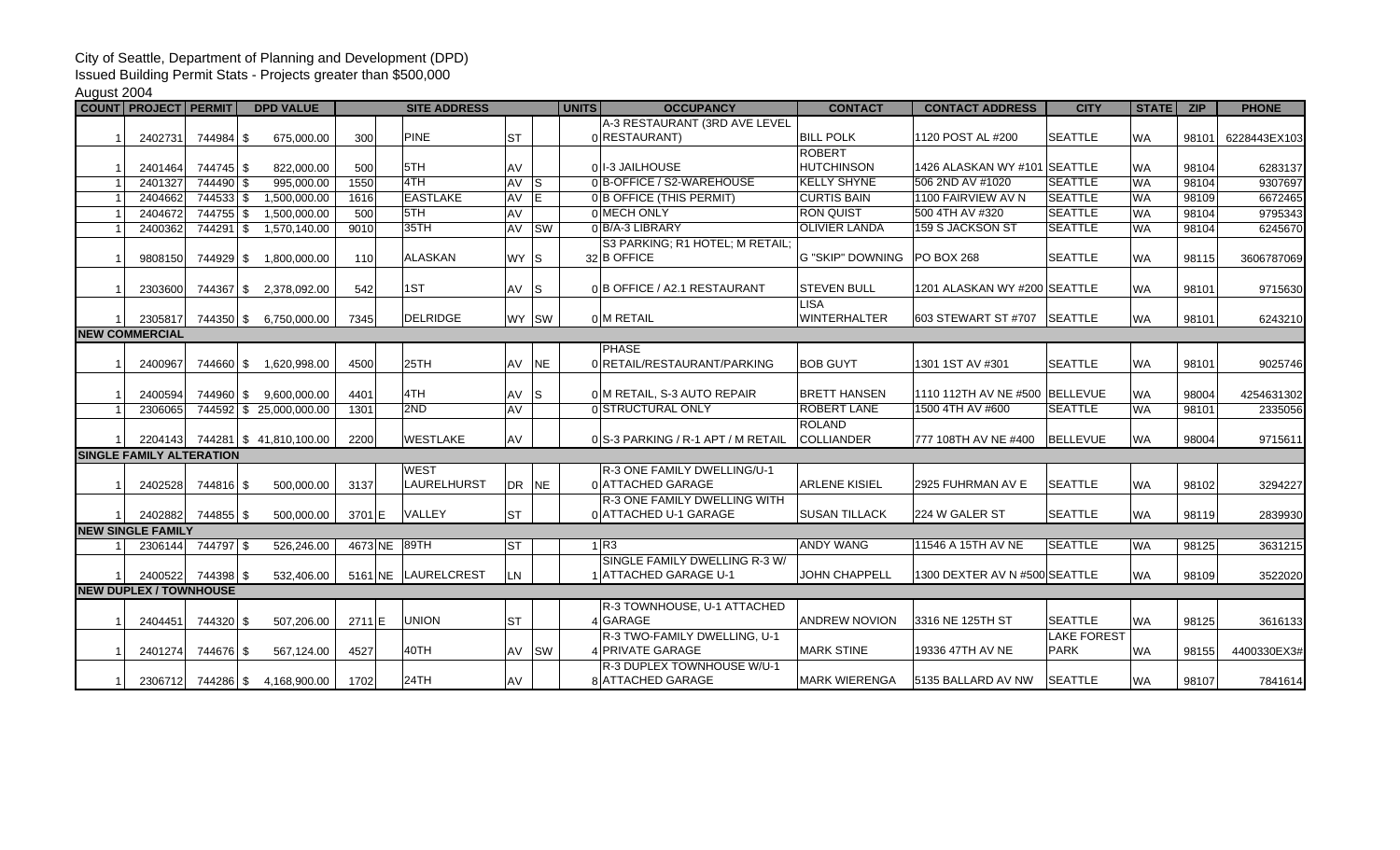City of Seattle, Department of Planning and Development (DPD)
Issued Building Permit Stats - Projects greater than $500,000
August 2004

| COUNT | PROJECT | PERMIT | DPD VALUE | SITE ADDRESS | | | | | UNITS | OCCUPANCY | CONTACT | CONTACT ADDRESS | CITY | STATE | ZIP | PHONE |
|---|---|---|---|---|---|---|---|---|---|---|---|---|---|---|---|---|
| 1 | 2402731 | 744984 | $ 675,000.00 | 300 | | PINE | ST | | 0 | A-3 RESTAURANT (3RD AVE LEVEL RESTAURANT) | BILL POLK | 1120 POST AL #200 | SEATTLE | WA | 98101 | 6228443EX103 |
| 1 | 2401464 | 744745 | $ 822,000.00 | 500 | | 5TH | AV | | 0 | I-3 JAILHOUSE | ROBERT HUTCHINSON | 1426 ALASKAN WY #101 | SEATTLE | WA | 98104 | 6283137 |
| 1 | 2401327 | 744490 | $ 995,000.00 | 1550 | | 4TH | AV | S | 0 | B-OFFICE / S2-WAREHOUSE | KELLY SHYNE | 506 2ND AV #1020 | SEATTLE | WA | 98104 | 9307697 |
| 1 | 2404662 | 744533 | $ 1,500,000.00 | 1616 | | EASTLAKE | AV | E | 0 | B OFFICE (THIS PERMIT) | CURTIS BAIN | 1100 FAIRVIEW AV N | SEATTLE | WA | 98109 | 6672465 |
| 1 | 2404672 | 744755 | $ 1,500,000.00 | 500 | | 5TH | AV | | 0 | MECH ONLY | RON QUIST | 500 4TH AV #320 | SEATTLE | WA | 98104 | 9795343 |
| 1 | 2400362 | 744291 | $ 1,570,140.00 | 9010 | | 35TH | AV | SW | 0 | B/A-3 LIBRARY | OLIVIER LANDA | 159 S JACKSON ST | SEATTLE | WA | 98104 | 6245670 |
| 1 | 9808150 | 744929 | $ 1,800,000.00 | 110 | | ALASKAN | WY | S | 32 | S3 PARKING; R1 HOTEL; M RETAIL; B OFFICE | G "SKIP" DOWNING | PO BOX 268 | SEATTLE | WA | 98115 | 3606787069 |
| 1 | 2303600 | 744367 | $ 2,378,092.00 | 542 | | 1ST | AV | S | 0 | B OFFICE / A2.1 RESTAURANT | STEVEN BULL | 1201 ALASKAN WY #200 | SEATTLE | WA | 98101 | 9715630 |
| 1 | 2305817 | 744350 | $ 6,750,000.00 | 7345 | | DELRIDGE | WY | SW | 0 | M RETAIL | LISA WINTERHALTER | 603 STEWART ST #707 | SEATTLE | WA | 98101 | 6243210 |
| **NEW COMMERCIAL** | | | | | | | | | | | | | | | | |
| 1 | 2400967 | 744660 | $ 1,620,998.00 | 4500 | | 25TH | AV | NE | 0 | PHASE RETAIL/RESTAURANT/PARKING | BOB GUYT | 1301 1ST AV #301 | SEATTLE | WA | 98101 | 9025746 |
| 1 | 2400594 | 744960 | $ 9,600,000.00 | 4401 | | 4TH | AV | S | 0 | M RETAIL, S-3 AUTO REPAIR | BRETT HANSEN | 1110 112TH AV NE #500 | BELLEVUE | WA | 98004 | 4254631302 |
| 1 | 2306065 | 744592 | $ 25,000,000.00 | 1301 | | 2ND | AV | | 0 | STRUCTURAL ONLY | ROBERT LANE | 1500 4TH AV #600 | SEATTLE | WA | 98101 | 2335056 |
| 1 | 2204143 | 744281 | $ 41,810,100.00 | 2200 | | WESTLAKE | AV | | 0 | S-3 PARKING / R-1 APT / M RETAIL | ROLAND COLLIANDER | 777 108TH AV NE #400 | BELLEVUE | WA | 98004 | 9715611 |
| **SINGLE FAMILY ALTERATION** | | | | | | | | | | | | | | | | |
| 1 | 2402528 | 744816 | $ 500,000.00 | 3137 | | WEST LAURELHURST | DR | NE | 0 | R-3 ONE FAMILY DWELLING/U-1 ATTACHED GARAGE | ARLENE KISIEL | 2925 FUHRMAN AV E | SEATTLE | WA | 98102 | 3294227 |
| 1 | 2402882 | 744855 | $ 500,000.00 | 3701 | E | VALLEY | ST | | 0 | R-3 ONE FAMILY DWELLING WITH ATTACHED U-1 GARAGE | SUSAN TILLACK | 224 W GALER ST | SEATTLE | WA | 98119 | 2839930 |
| **NEW SINGLE FAMILY** | | | | | | | | | | | | | | | | |
| 1 | 2306144 | 744797 | $ 526,246.00 | 4673 | NE | 89TH | ST | | 1 | R3 | ANDY WANG | 11546 A 15TH AV NE | SEATTLE | WA | 98125 | 3631215 |
| 1 | 2400522 | 744398 | $ 532,406.00 | 5161 | NE | LAURELCREST | LN | | 1 | SINGLE FAMILY DWELLING R-3 W/ ATTACHED GARAGE U-1 | JOHN CHAPPELL | 1300 DEXTER AV N #500 | SEATTLE | WA | 98109 | 3522020 |
| **NEW DUPLEX / TOWNHOUSE** | | | | | | | | | | | | | | | | |
| 1 | 2404451 | 744320 | $ 507,206.00 | 2711 | E | UNION | ST | | 4 | R-3 TOWNHOUSE, U-1 ATTACHED GARAGE | ANDREW NOVION | 3316 NE 125TH ST | SEATTLE | WA | 98125 | 3616133 |
| 1 | 2401274 | 744676 | $ 567,124.00 | 4527 | | 40TH | AV | SW | 4 | R-3 TWO-FAMILY DWELLING, U-1 PRIVATE GARAGE | MARK STINE | 19336 47TH AV NE | LAKE FOREST PARK | WA | 98155 | 4400330EX3# |
| 1 | 2306712 | 744286 | $ 4,168,900.00 | 1702 | | 24TH | AV | | 8 | R-3 DUPLEX TOWNHOUSE W/U-1 ATTACHED GARAGE | MARK WIERENGA | 5135 BALLARD AV NW | SEATTLE | WA | 98107 | 7841614 |